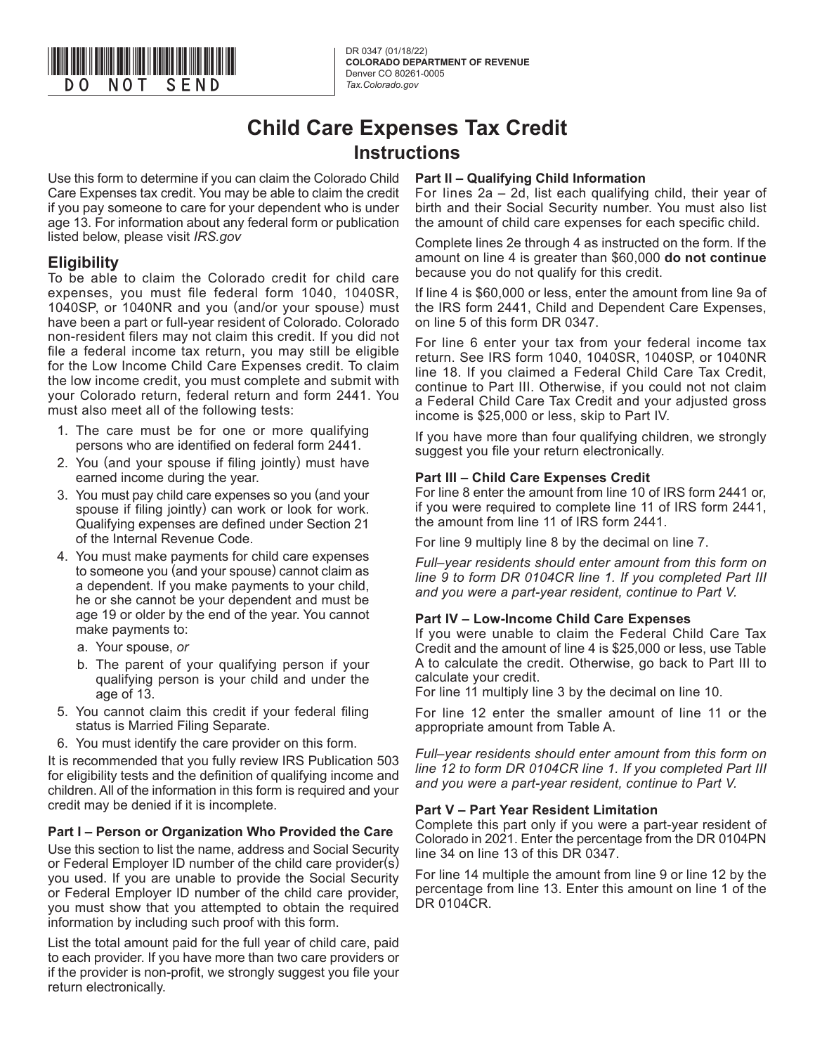DO NOT SEND

DR 0347 (01/18/22)
**COLORADO DEPARTMENT OF REVENUE**
Denver CO 80261-0005
*Tax.Colorado.gov*

# Child Care Expenses Tax Credit
## Instructions

Use this form to determine if you can claim the Colorado Child Care Expenses tax credit. You may be able to claim the credit if you pay someone to care for your dependent who is under age 13. For information about any federal form or publication listed below, please visit *IRS.gov*

## Eligibility

To be able to claim the Colorado credit for child care expenses, you must file federal form 1040, 1040SR, 1040SP, or 1040NR and you (and/or your spouse) must have been a part or full-year resident of Colorado. Colorado non-resident filers may not claim this credit. If you did not file a federal income tax return, you may still be eligible for the Low Income Child Care Expenses credit. To claim the low income credit, you must complete and submit with your Colorado return, federal return and form 2441. You must also meet all of the following tests:

1. The care must be for one or more qualifying persons who are identified on federal form 2441.
2. You (and your spouse if filing jointly) must have earned income during the year.
3. You must pay child care expenses so you (and your spouse if filing jointly) can work or look for work. Qualifying expenses are defined under Section 21 of the Internal Revenue Code.
4. You must make payments for child care expenses to someone you (and your spouse) cannot claim as a dependent. If you make payments to your child, he or she cannot be your dependent and must be age 19 or older by the end of the year. You cannot make payments to:
   a. Your spouse, *or*
   b. The parent of your qualifying person if your qualifying person is your child and under the age of 13.
5. You cannot claim this credit if your federal filing status is Married Filing Separate.
6. You must identify the care provider on this form.

It is recommended that you fully review IRS Publication 503 for eligibility tests and the definition of qualifying income and children. All of the information in this form is required and your credit may be denied if it is incomplete.

### Part I – Person or Organization Who Provided the Care

Use this section to list the name, address and Social Security or Federal Employer ID number of the child care provider(s) you used. If you are unable to provide the Social Security or Federal Employer ID number of the child care provider, you must show that you attempted to obtain the required information by including such proof with this form.

List the total amount paid for the full year of child care, paid to each provider. If you have more than two care providers or if the provider is non-profit, we strongly suggest you file your return electronically.

### Part II – Qualifying Child Information

For lines 2a – 2d, list each qualifying child, their year of birth and their Social Security number. You must also list the amount of child care expenses for each specific child.

Complete lines 2e through 4 as instructed on the form. If the amount on line 4 is greater than $60,000 **do not continue** because you do not qualify for this credit.

If line 4 is $60,000 or less, enter the amount from line 9a of the IRS form 2441, Child and Dependent Care Expenses, on line 5 of this form DR 0347.

For line 6 enter your tax from your federal income tax return. See IRS form 1040, 1040SR, 1040SP, or 1040NR line 18. If you claimed a Federal Child Care Tax Credit, continue to Part III. Otherwise, if you could not not claim a Federal Child Care Tax Credit and your adjusted gross income is $25,000 or less, skip to Part IV.

If you have more than four qualifying children, we strongly suggest you file your return electronically.

### Part III – Child Care Expenses Credit

For line 8 enter the amount from line 10 of IRS form 2441 or, if you were required to complete line 11 of IRS form 2441, the amount from line 11 of IRS form 2441.

For line 9 multiply line 8 by the decimal on line 7.

*Full–year residents should enter amount from this form on line 9 to form DR 0104CR line 1. If you completed Part III and you were a part-year resident, continue to Part V.*

### Part IV – Low-Income Child Care Expenses

If you were unable to claim the Federal Child Care Tax Credit and the amount of line 4 is $25,000 or less, use Table A to calculate the credit. Otherwise, go back to Part III to calculate your credit.

For line 11 multiply line 3 by the decimal on line 10.

For line 12 enter the smaller amount of line 11 or the appropriate amount from Table A.

*Full–year residents should enter amount from this form on line 12 to form DR 0104CR line 1. If you completed Part III and you were a part-year resident, continue to Part V.*

### Part V – Part Year Resident Limitation

Complete this part only if you were a part-year resident of Colorado in 2021. Enter the percentage from the DR 0104PN line 34 on line 13 of this DR 0347.

For line 14 multiple the amount from line 9 or line 12 by the percentage from line 13. Enter this amount on line 1 of the DR 0104CR.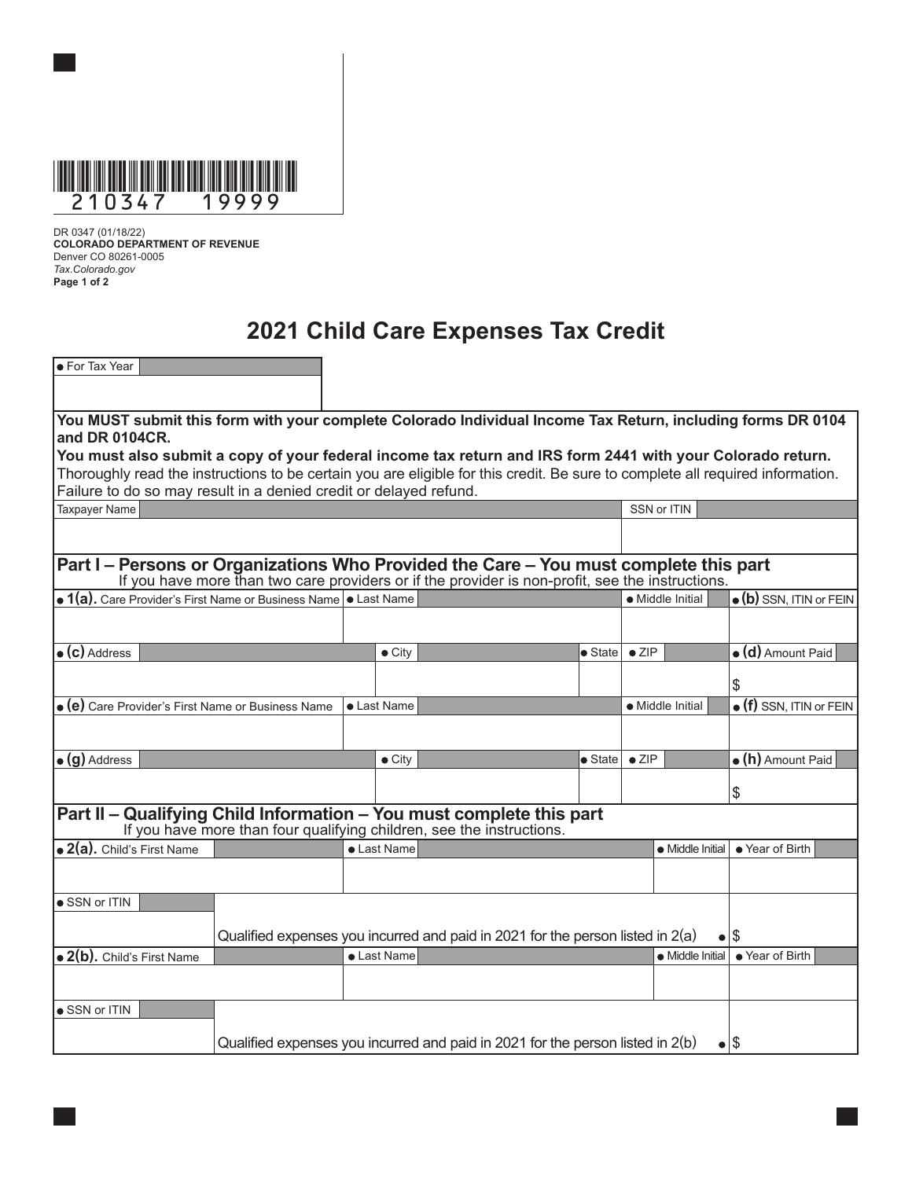210347 19999

DR 0347 (01/18/22)
**COLORADO DEPARTMENT OF REVENUE**
Denver CO 80261-0005
*Tax.Colorado.gov*
**Page 1 of 2**

# 2021 Child Care Expenses Tax Credit

| ● For Tax Year |
|---|
| |

**You MUST submit this form with your complete Colorado Individual Income Tax Return, including forms DR 0104 and DR 0104CR.**

**You must also submit a copy of your federal income tax return and IRS form 2441 with your Colorado return.**

Thoroughly read the instructions to be certain you are eligible for this credit. Be sure to complete all required information. Failure to do so may result in a denied credit or delayed refund.

| Taxpayer Name | SSN or ITIN |
|---|---|
| | |

## Part I – Persons or Organizations Who Provided the Care – You must complete this part

If you have more than two care providers or if the provider is non-profit, see the instructions.

| ● 1(a). Care Provider's First Name or Business Name | ● Last Name | | | ● Middle Initial | ● (b) SSN, ITIN or FEIN |
|---|---|---|---|---|---|
| | | | | | |
| ● (c) Address | ● City | ● State | ● ZIP | | ● (d) Amount Paid |
| | | | | | $ |
| ● (e) Care Provider's First Name or Business Name | ● Last Name | | | ● Middle Initial | ● (f) SSN, ITIN or FEIN |
| | | | | | |
| ● (g) Address | ● City | ● State | ● ZIP | | ● (h) Amount Paid |
| | | | | | $ |

## Part II – Qualifying Child Information – You must complete this part

If you have more than four qualifying children, see the instructions.

| ● 2(a). Child's First Name | ● Last Name | ● Middle Initial | ● Year of Birth |
|---|---|---|---|
| | | | |
| ● SSN or ITIN | Qualified expenses you incurred and paid in 2021 for the person listed in 2(a) ● | | $ |
| ● 2(b). Child's First Name | ● Last Name | ● Middle Initial | ● Year of Birth |
| | | | |
| ● SSN or ITIN | Qualified expenses you incurred and paid in 2021 for the person listed in 2(b) ● | | $ |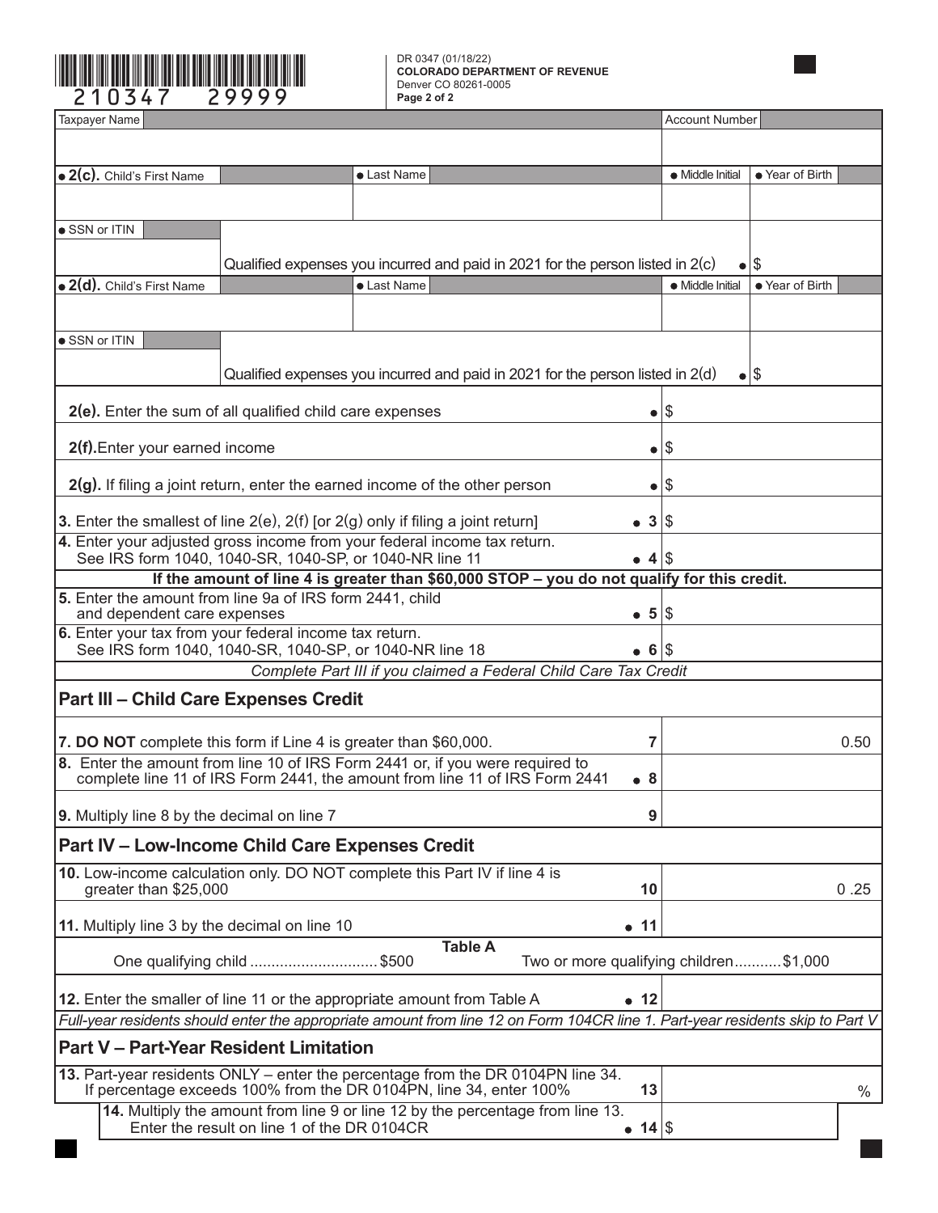210347 29999

DR 0347 (01/18/22)
**COLORADO DEPARTMENT OF REVENUE**
Denver CO 80261-0005
**Page 2 of 2**

| Taxpayer Name | | Account Number |
|---|---|---|
| | | |

| **2(c).** Child's First Name | Last Name | Middle Initial | Year of Birth |
|---|---|---|---|
| | | | |

| SSN or ITIN | |
|---|---|
| | Qualified expenses you incurred and paid in 2021 for the person listed in 2(c) $ |

| **2(d).** Child's First Name | Last Name | Middle Initial | Year of Birth |
|---|---|---|---|
| | | | |

| SSN or ITIN | |
|---|---|
| | Qualified expenses you incurred and paid in 2021 for the person listed in 2(d) $ |

| | | |
|---|---|---|
| **2(e).** Enter the sum of all qualified child care expenses | | $ |
| **2(f).** Enter your earned income | | $ |
| **2(g).** If filing a joint return, enter the earned income of the other person | | $ |
| **3.** Enter the smallest of line 2(e), 2(f) [or 2(g) only if filing a joint return] | 3 | $ |
| **4.** Enter your adjusted gross income from your federal income tax return. See IRS form 1040, 1040-SR, 1040-SP, or 1040-NR line 11 | 4 | $ |

**If the amount of line 4 is greater than $60,000 STOP – you do not qualify for this credit.**

| | | |
|---|---|---|
| **5.** Enter the amount from line 9a of IRS form 2441, child and dependent care expenses | 5 | $ |
| **6.** Enter your tax from your federal income tax return. See IRS form 1040, 1040-SR, 1040-SP, or 1040-NR line 18 | 6 | $ |

*Complete Part III if you claimed a Federal Child Care Tax Credit*

## Part III – Child Care Expenses Credit

| | | |
|---|---|---|
| **7. DO NOT** complete this form if Line 4 is greater than $60,000. | 7 | 0.50 |
| **8.** Enter the amount from line 10 of IRS Form 2441 or, if you were required to complete line 11 of IRS Form 2441, the amount from line 11 of IRS Form 2441 | 8 | |
| **9.** Multiply line 8 by the decimal on line 7 | 9 | |

## Part IV – Low-Income Child Care Expenses Credit

| | | |
|---|---|---|
| **10.** Low-income calculation only. DO NOT complete this Part IV if line 4 is greater than $25,000 | 10 | 0 .25 |
| **11.** Multiply line 3 by the decimal on line 10 | 11 | |

**Table A**

One qualifying child ............................. $500     Two or more qualifying children...........$1,000

| | | |
|---|---|---|
| **12.** Enter the smaller of line 11 or the appropriate amount from Table A | 12 | |

*Full-year residents should enter the appropriate amount from line 12 on Form 104CR line 1. Part-year residents skip to Part V*

## Part V – Part-Year Resident Limitation

| | | |
|---|---|---|
| **13.** Part-year residents ONLY – enter the percentage from the DR 0104PN line 34. If percentage exceeds 100% from the DR 0104PN, line 34, enter 100% | 13 | % |
| **14.** Multiply the amount from line 9 or line 12 by the percentage from line 13. Enter the result on line 1 of the DR 0104CR | 14 | $ |